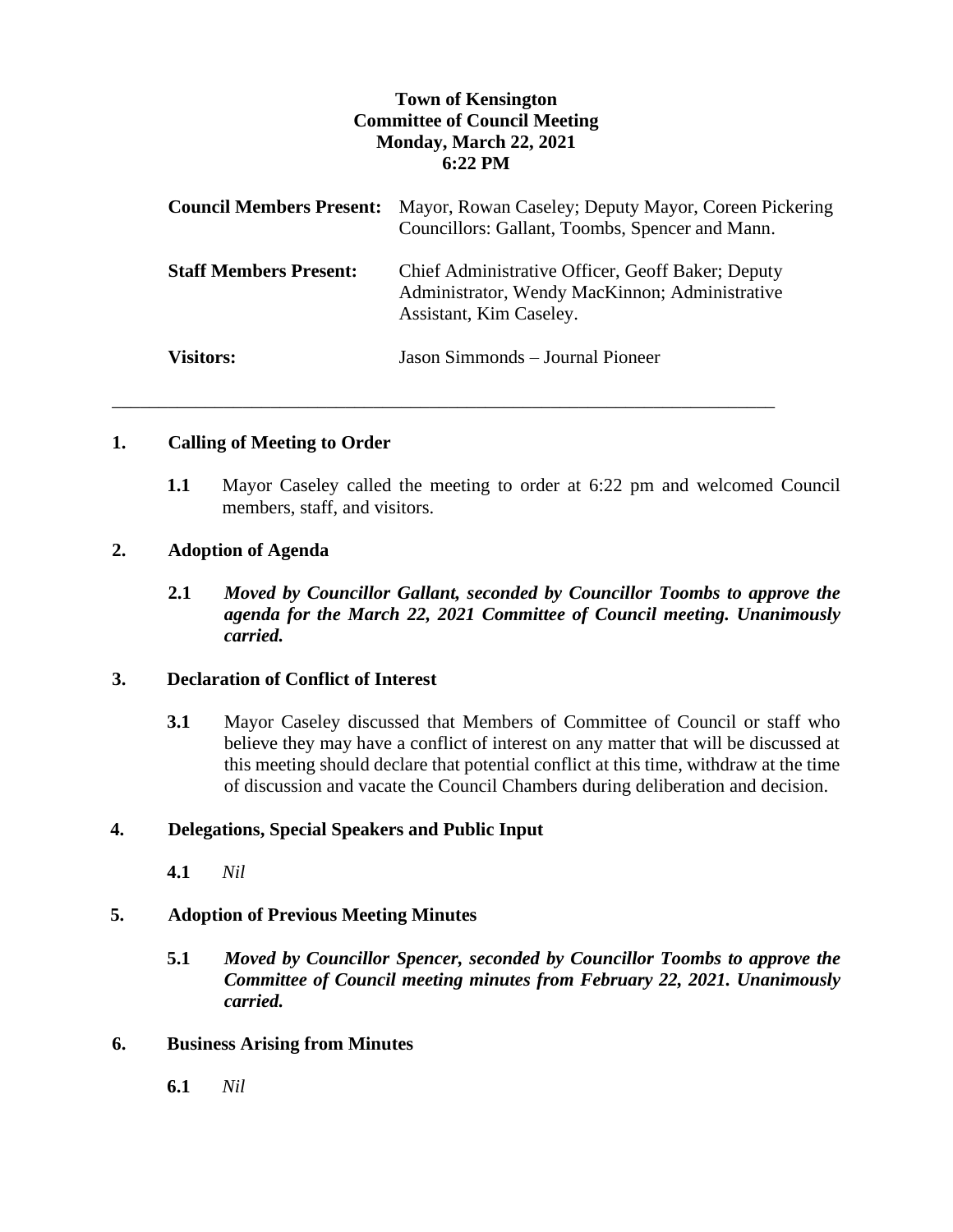**Town of Kensington**
**Committee of Council Meeting**
**Monday, March 22, 2021**
**6:22 PM**

| | |
|---|---|
| **Council Members Present:** | Mayor, Rowan Caseley; Deputy Mayor, Coreen Pickering Councillors: Gallant, Toombs, Spencer and Mann. |
| **Staff Members Present:** | Chief Administrative Officer, Geoff Baker; Deputy Administrator, Wendy MacKinnon; Administrative Assistant, Kim Caseley. |
| **Visitors:** | Jason Simmonds – Journal Pioneer |

---

## 1. Calling of Meeting to Order

**1.1** Mayor Caseley called the meeting to order at 6:22 pm and welcomed Council members, staff, and visitors.

## 2. Adoption of Agenda

**2.1** ***Moved by Councillor Gallant, seconded by Councillor Toombs to approve the agenda for the March 22, 2021 Committee of Council meeting. Unanimously carried.***

## 3. Declaration of Conflict of Interest

**3.1** Mayor Caseley discussed that Members of Committee of Council or staff who believe they may have a conflict of interest on any matter that will be discussed at this meeting should declare that potential conflict at this time, withdraw at the time of discussion and vacate the Council Chambers during deliberation and decision.

## 4. Delegations, Special Speakers and Public Input

**4.1** *Nil*

## 5. Adoption of Previous Meeting Minutes

**5.1** ***Moved by Councillor Spencer, seconded by Councillor Toombs to approve the Committee of Council meeting minutes from February 22, 2021. Unanimously carried.***

## 6. Business Arising from Minutes

**6.1** *Nil*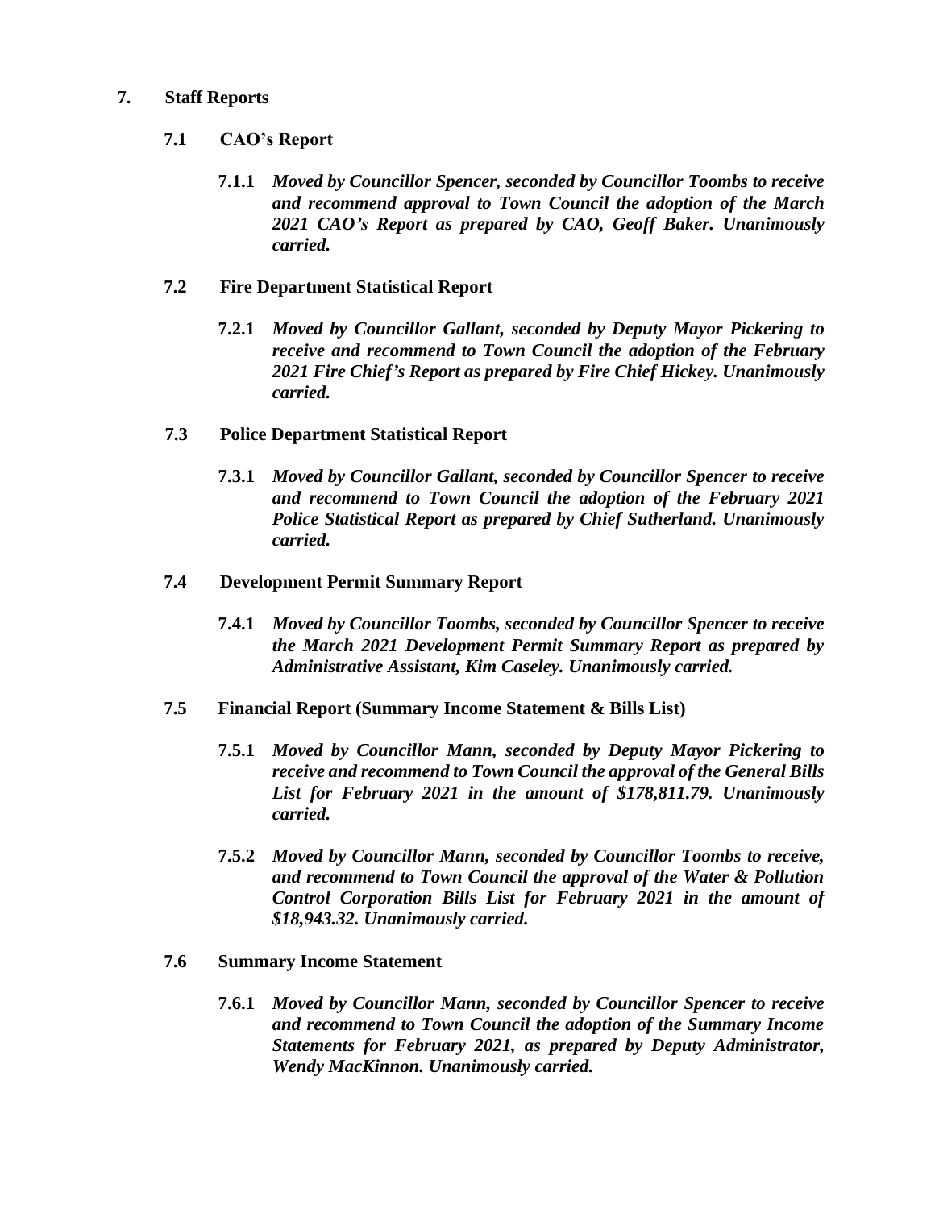## 7. Staff Reports

### 7.1 CAO's Report

**7.1.1** ***Moved by Councillor Spencer, seconded by Councillor Toombs to receive and recommend approval to Town Council the adoption of the March 2021 CAO's Report as prepared by CAO, Geoff Baker. Unanimously carried.***

### 7.2 Fire Department Statistical Report

**7.2.1** ***Moved by Councillor Gallant, seconded by Deputy Mayor Pickering to receive and recommend to Town Council the adoption of the February 2021 Fire Chief's Report as prepared by Fire Chief Hickey. Unanimously carried.***

### 7.3 Police Department Statistical Report

**7.3.1** ***Moved by Councillor Gallant, seconded by Councillor Spencer to receive and recommend to Town Council the adoption of the February 2021 Police Statistical Report as prepared by Chief Sutherland. Unanimously carried.***

### 7.4 Development Permit Summary Report

**7.4.1** ***Moved by Councillor Toombs, seconded by Councillor Spencer to receive the March 2021 Development Permit Summary Report as prepared by Administrative Assistant, Kim Caseley. Unanimously carried.***

### 7.5 Financial Report (Summary Income Statement & Bills List)

**7.5.1** ***Moved by Councillor Mann, seconded by Deputy Mayor Pickering to receive and recommend to Town Council the approval of the General Bills List for February 2021 in the amount of $178,811.79. Unanimously carried.***

**7.5.2** ***Moved by Councillor Mann, seconded by Councillor Toombs to receive, and recommend to Town Council the approval of the Water & Pollution Control Corporation Bills List for February 2021 in the amount of $18,943.32. Unanimously carried.***

### 7.6 Summary Income Statement

**7.6.1** ***Moved by Councillor Mann, seconded by Councillor Spencer to receive and recommend to Town Council the adoption of the Summary Income Statements for February 2021, as prepared by Deputy Administrator, Wendy MacKinnon. Unanimously carried.***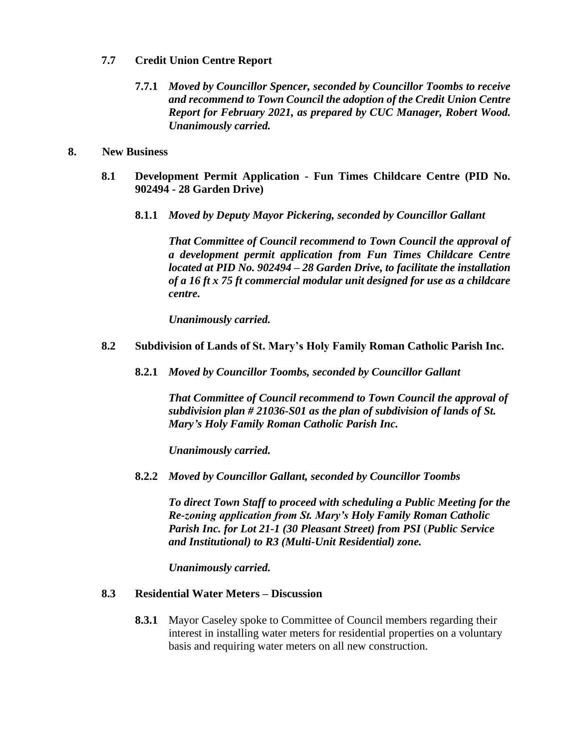**7.7 Credit Union Centre Report**

**7.7.1** ***Moved by Councillor Spencer, seconded by Councillor Toombs to receive and recommend to Town Council the adoption of the Credit Union Centre Report for February 2021, as prepared by CUC Manager, Robert Wood. Unanimously carried.***

## 8. New Business

**8.1 Development Permit Application - Fun Times Childcare Centre (PID No. 902494 - 28 Garden Drive)**

**8.1.1** ***Moved by Deputy Mayor Pickering, seconded by Councillor Gallant***

***That Committee of Council recommend to Town Council the approval of a development permit application from Fun Times Childcare Centre located at PID No. 902494 – 28 Garden Drive, to facilitate the installation of a 16 ft x 75 ft commercial modular unit designed for use as a childcare centre.***

***Unanimously carried.***

**8.2 Subdivision of Lands of St. Mary's Holy Family Roman Catholic Parish Inc.**

**8.2.1** ***Moved by Councillor Toombs, seconded by Councillor Gallant***

***That Committee of Council recommend to Town Council the approval of subdivision plan # 21036-S01 as the plan of subdivision of lands of St. Mary's Holy Family Roman Catholic Parish Inc.***

***Unanimously carried.***

**8.2.2** ***Moved by Councillor Gallant, seconded by Councillor Toombs***

***To direct Town Staff to proceed with scheduling a Public Meeting for the Re-zoning application from St. Mary's Holy Family Roman Catholic Parish Inc. for Lot 21-1 (30 Pleasant Street) from PSI (Public Service and Institutional) to R3 (Multi-Unit Residential) zone.***

***Unanimously carried.***

**8.3 Residential Water Meters – Discussion**

**8.3.1** Mayor Caseley spoke to Committee of Council members regarding their interest in installing water meters for residential properties on a voluntary basis and requiring water meters on all new construction.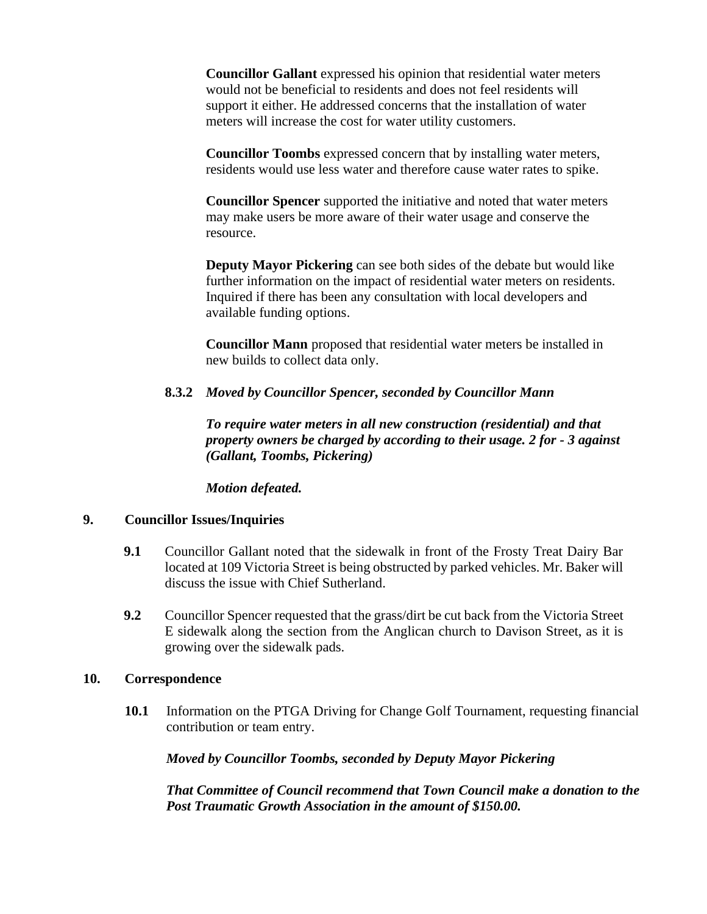**Councillor Gallant** expressed his opinion that residential water meters would not be beneficial to residents and does not feel residents will support it either. He addressed concerns that the installation of water meters will increase the cost for water utility customers.

**Councillor Toombs** expressed concern that by installing water meters, residents would use less water and therefore cause water rates to spike.

**Councillor Spencer** supported the initiative and noted that water meters may make users be more aware of their water usage and conserve the resource.

**Deputy Mayor Pickering** can see both sides of the debate but would like further information on the impact of residential water meters on residents. Inquired if there has been any consultation with local developers and available funding options.

**Councillor Mann** proposed that residential water meters be installed in new builds to collect data only.

**8.3.2** ***Moved by Councillor Spencer, seconded by Councillor Mann***

***To require water meters in all new construction (residential) and that property owners be charged by according to their usage. 2 for - 3 against (Gallant, Toombs, Pickering)***

***Motion defeated.***

## 9. Councillor Issues/Inquiries

**9.1** Councillor Gallant noted that the sidewalk in front of the Frosty Treat Dairy Bar located at 109 Victoria Street is being obstructed by parked vehicles. Mr. Baker will discuss the issue with Chief Sutherland.

**9.2** Councillor Spencer requested that the grass/dirt be cut back from the Victoria Street E sidewalk along the section from the Anglican church to Davison Street, as it is growing over the sidewalk pads.

## 10. Correspondence

**10.1** Information on the PTGA Driving for Change Golf Tournament, requesting financial contribution or team entry.

***Moved by Councillor Toombs, seconded by Deputy Mayor Pickering***

***That Committee of Council recommend that Town Council make a donation to the Post Traumatic Growth Association in the amount of $150.00.***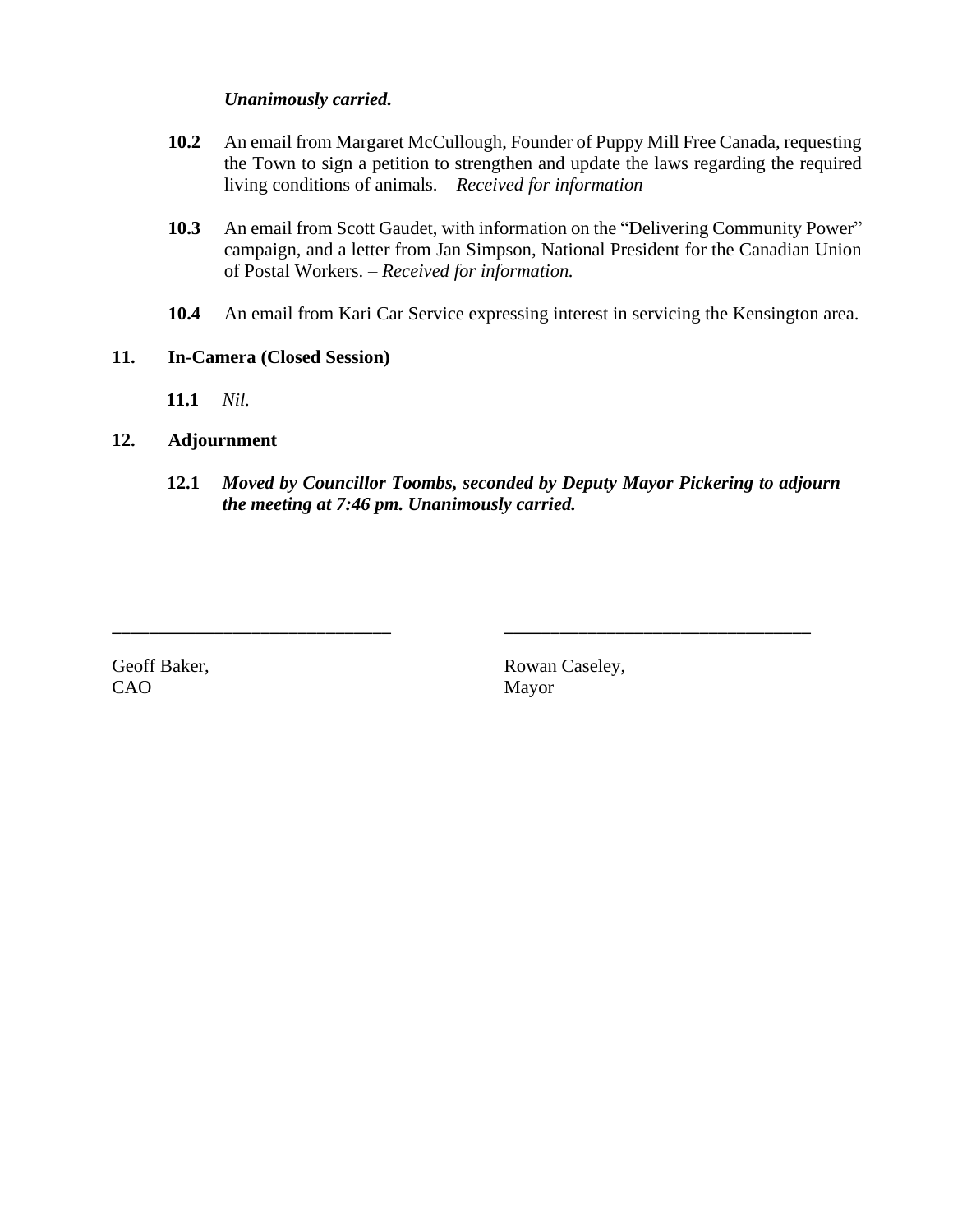***Unanimously carried.***

**10.2** An email from Margaret McCullough, Founder of Puppy Mill Free Canada, requesting the Town to sign a petition to strengthen and update the laws regarding the required living conditions of animals. – *Received for information*

**10.3** An email from Scott Gaudet, with information on the "Delivering Community Power" campaign, and a letter from Jan Simpson, National President for the Canadian Union of Postal Workers. – *Received for information.*

**10.4** An email from Kari Car Service expressing interest in servicing the Kensington area.

## 11. In-Camera (Closed Session)

**11.1** *Nil.*

## 12. Adjournment

**12.1** ***Moved by Councillor Toombs, seconded by Deputy Mayor Pickering to adjourn the meeting at 7:46 pm. Unanimously carried.***

_______________________________ 

Geoff Baker,
CAO

_______________________________

Rowan Caseley,
Mayor